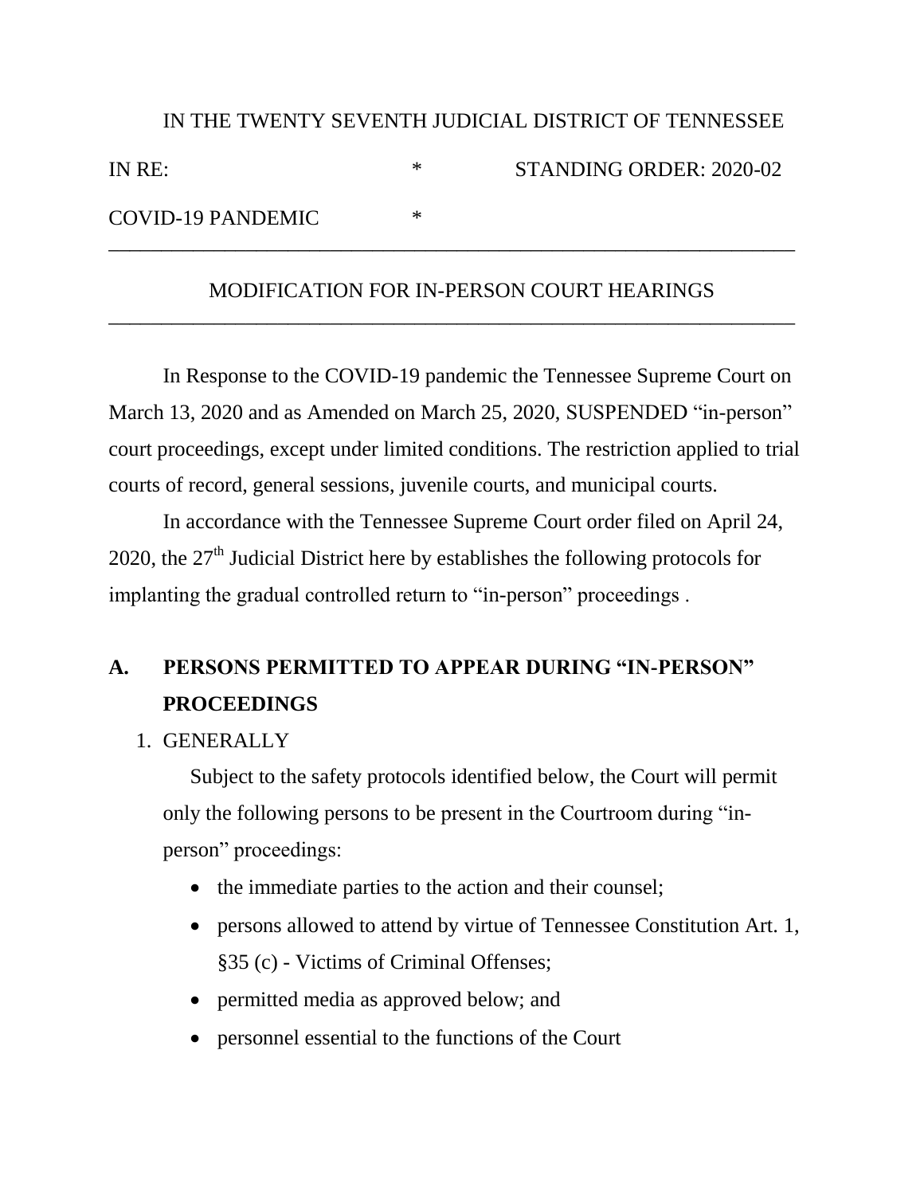IN THE TWENTY SEVENTH JUDICIAL DISTRICT OF TENNESSEE

| IN RE: | * | STANDING ORDER: 2020-02 |
|---|---|---|
| COVID-19 PANDEMIC | * | |

---

MODIFICATION FOR IN-PERSON COURT HEARINGS

---

In Response to the COVID-19 pandemic the Tennessee Supreme Court on March 13, 2020 and as Amended on March 25, 2020, SUSPENDED "in-person" court proceedings, except under limited conditions. The restriction applied to trial courts of record, general sessions, juvenile courts, and municipal courts.

In accordance with the Tennessee Supreme Court order filed on April 24, 2020, the 27th Judicial District here by establishes the following protocols for implanting the gradual controlled return to "in-person" proceedings .

## A. PERSONS PERMITTED TO APPEAR DURING "IN-PERSON" PROCEEDINGS

1. GENERALLY

   Subject to the safety protocols identified below, the Court will permit only the following persons to be present in the Courtroom during "in-person" proceedings:

   - the immediate parties to the action and their counsel;
   - persons allowed to attend by virtue of Tennessee Constitution Art. 1, §35 (c) - Victims of Criminal Offenses;
   - permitted media as approved below; and
   - personnel essential to the functions of the Court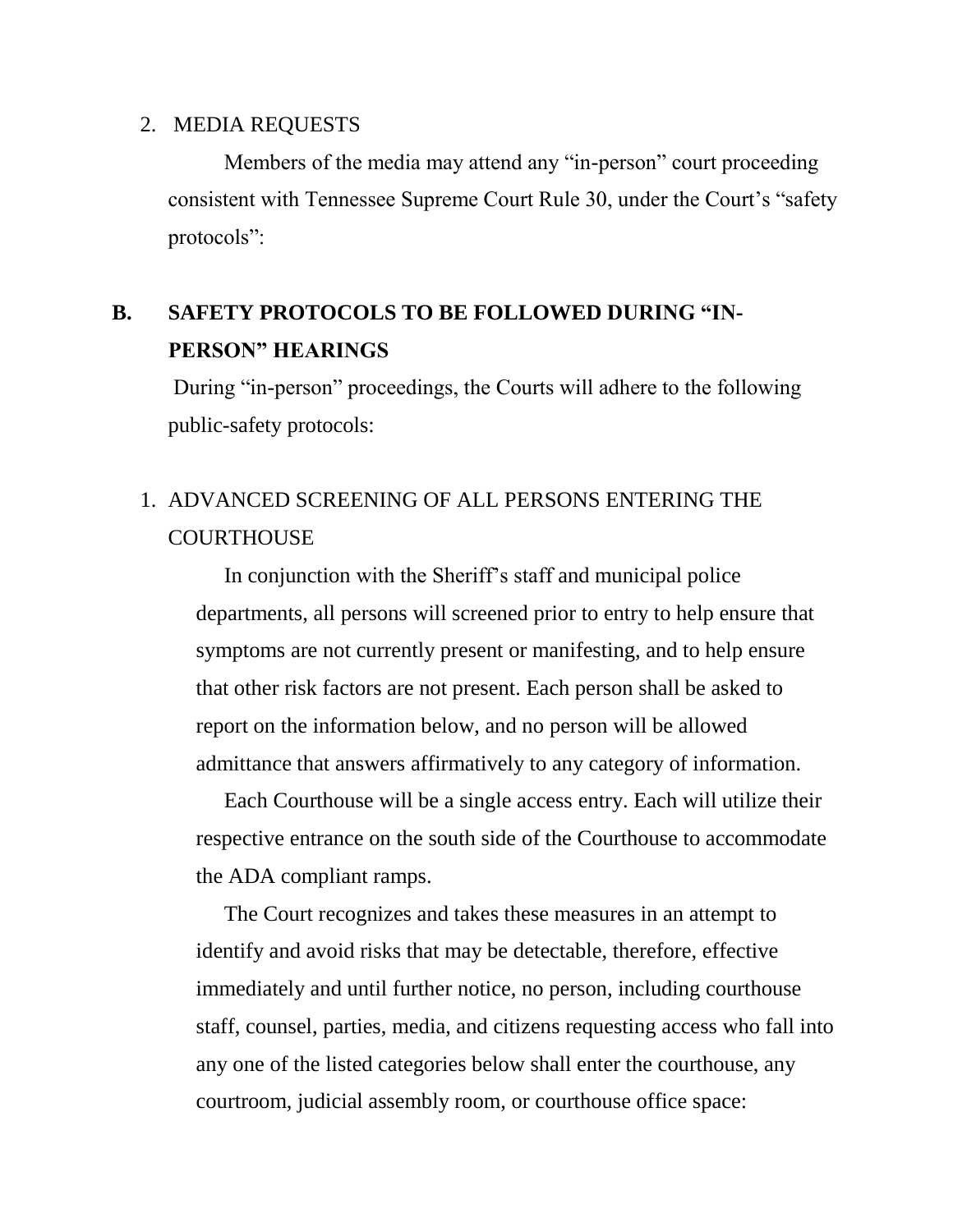2. MEDIA REQUESTS

Members of the media may attend any "in-person" court proceeding consistent with Tennessee Supreme Court Rule 30, under the Court's "safety protocols":

## B. SAFETY PROTOCOLS TO BE FOLLOWED DURING "IN-PERSON" HEARINGS

During "in-person" proceedings, the Courts will adhere to the following public-safety protocols:

1. ADVANCED SCREENING OF ALL PERSONS ENTERING THE COURTHOUSE

In conjunction with the Sheriff's staff and municipal police departments, all persons will screened prior to entry to help ensure that symptoms are not currently present or manifesting, and to help ensure that other risk factors are not present. Each person shall be asked to report on the information below, and no person will be allowed admittance that answers affirmatively to any category of information.

Each Courthouse will be a single access entry. Each will utilize their respective entrance on the south side of the Courthouse to accommodate the ADA compliant ramps.

The Court recognizes and takes these measures in an attempt to identify and avoid risks that may be detectable, therefore, effective immediately and until further notice, no person, including courthouse staff, counsel, parties, media, and citizens requesting access who fall into any one of the listed categories below shall enter the courthouse, any courtroom, judicial assembly room, or courthouse office space: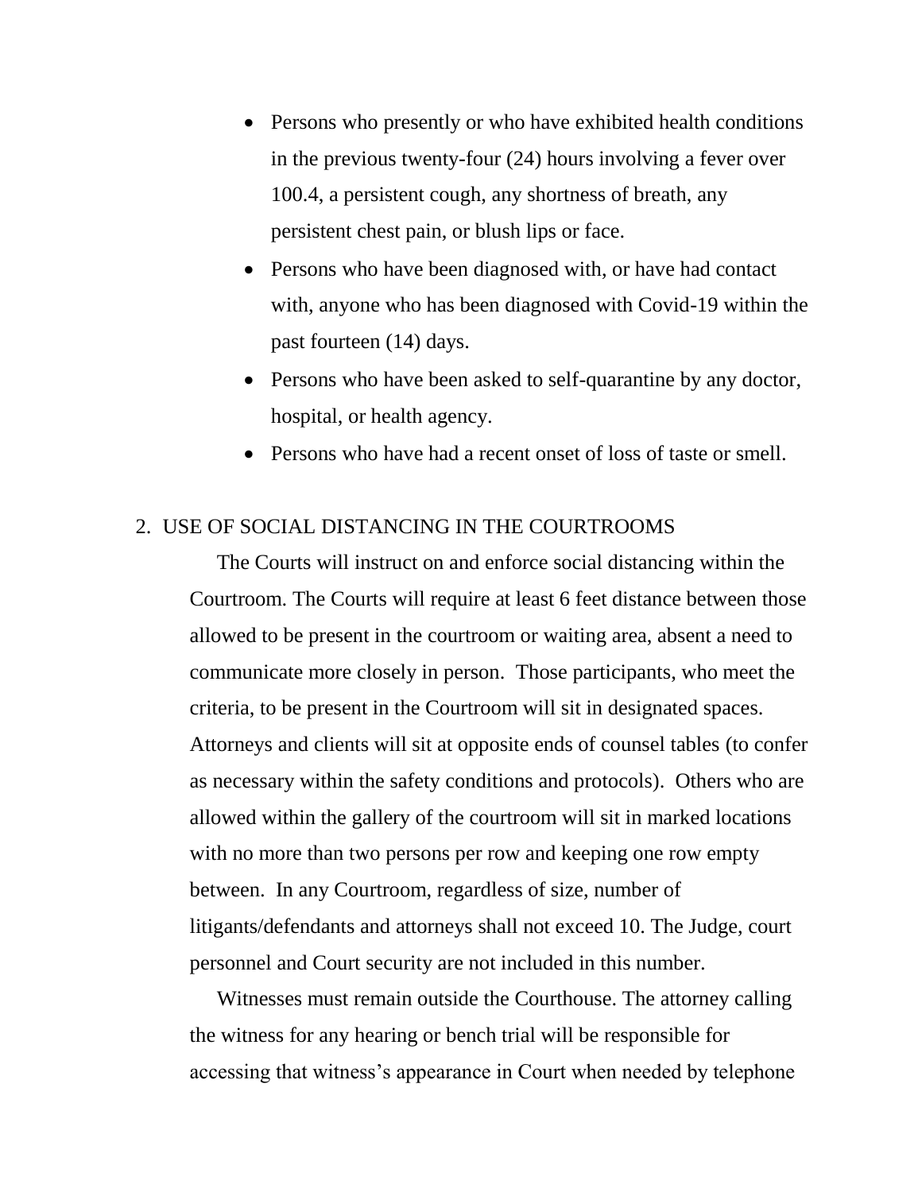- Persons who presently or who have exhibited health conditions in the previous twenty-four (24) hours involving a fever over 100.4, a persistent cough, any shortness of breath, any persistent chest pain, or blush lips or face.
- Persons who have been diagnosed with, or have had contact with, anyone who has been diagnosed with Covid-19 within the past fourteen (14) days.
- Persons who have been asked to self-quarantine by any doctor, hospital, or health agency.
- Persons who have had a recent onset of loss of taste or smell.

2. USE OF SOCIAL DISTANCING IN THE COURTROOMS

The Courts will instruct on and enforce social distancing within the Courtroom. The Courts will require at least 6 feet distance between those allowed to be present in the courtroom or waiting area, absent a need to communicate more closely in person. Those participants, who meet the criteria, to be present in the Courtroom will sit in designated spaces. Attorneys and clients will sit at opposite ends of counsel tables (to confer as necessary within the safety conditions and protocols). Others who are allowed within the gallery of the courtroom will sit in marked locations with no more than two persons per row and keeping one row empty between. In any Courtroom, regardless of size, number of litigants/defendants and attorneys shall not exceed 10. The Judge, court personnel and Court security are not included in this number.

Witnesses must remain outside the Courthouse. The attorney calling the witness for any hearing or bench trial will be responsible for accessing that witness's appearance in Court when needed by telephone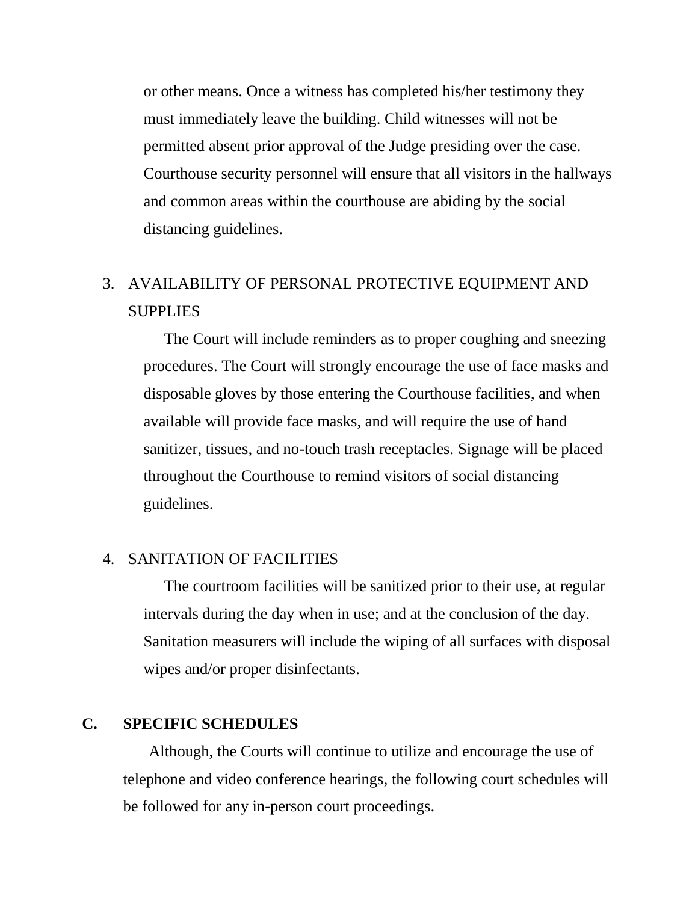or other means. Once a witness has completed his/her testimony they must immediately leave the building. Child witnesses will not be permitted absent prior approval of the Judge presiding over the case. Courthouse security personnel will ensure that all visitors in the hallways and common areas within the courthouse are abiding by the social distancing guidelines.

3. AVAILABILITY OF PERSONAL PROTECTIVE EQUIPMENT AND SUPPLIES

   The Court will include reminders as to proper coughing and sneezing procedures. The Court will strongly encourage the use of face masks and disposable gloves by those entering the Courthouse facilities, and when available will provide face masks, and will require the use of hand sanitizer, tissues, and no-touch trash receptacles. Signage will be placed throughout the Courthouse to remind visitors of social distancing guidelines.

4. SANITATION OF FACILITIES

   The courtroom facilities will be sanitized prior to their use, at regular intervals during the day when in use; and at the conclusion of the day. Sanitation measurers will include the wiping of all surfaces with disposal wipes and/or proper disinfectants.

**C. SPECIFIC SCHEDULES**

Although, the Courts will continue to utilize and encourage the use of telephone and video conference hearings, the following court schedules will be followed for any in-person court proceedings.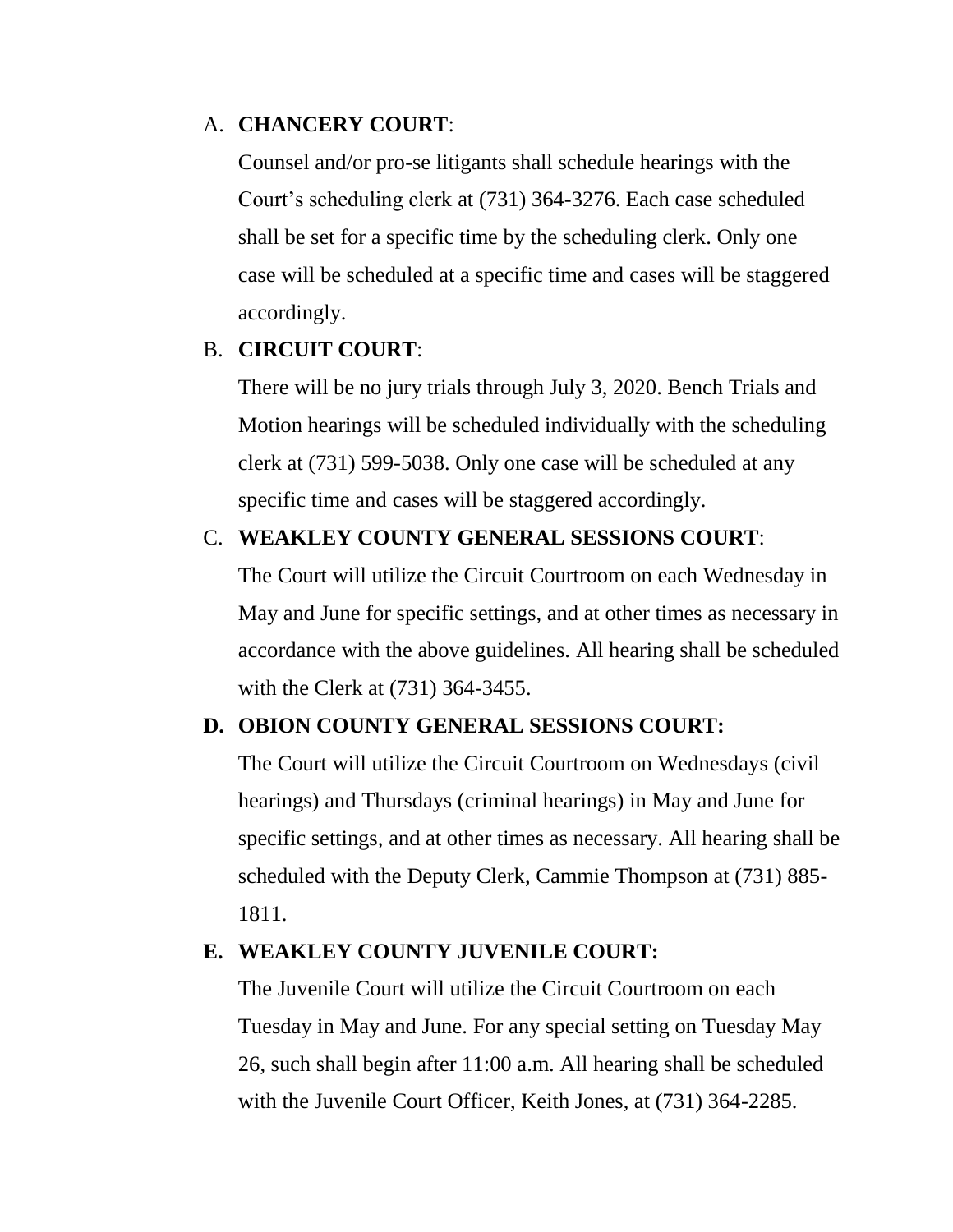A. **CHANCERY COURT**:

Counsel and/or pro-se litigants shall schedule hearings with the Court's scheduling clerk at (731) 364-3276. Each case scheduled shall be set for a specific time by the scheduling clerk. Only one case will be scheduled at a specific time and cases will be staggered accordingly.

B. **CIRCUIT COURT**:

There will be no jury trials through July 3, 2020. Bench Trials and Motion hearings will be scheduled individually with the scheduling clerk at (731) 599-5038. Only one case will be scheduled at any specific time and cases will be staggered accordingly.

C. **WEAKLEY COUNTY GENERAL SESSIONS COURT**:

The Court will utilize the Circuit Courtroom on each Wednesday in May and June for specific settings, and at other times as necessary in accordance with the above guidelines. All hearing shall be scheduled with the Clerk at (731) 364-3455.

**D. OBION COUNTY GENERAL SESSIONS COURT:**

The Court will utilize the Circuit Courtroom on Wednesdays (civil hearings) and Thursdays (criminal hearings) in May and June for specific settings, and at other times as necessary. All hearing shall be scheduled with the Deputy Clerk, Cammie Thompson at (731) 885-1811.

**E. WEAKLEY COUNTY JUVENILE COURT:**

The Juvenile Court will utilize the Circuit Courtroom on each Tuesday in May and June. For any special setting on Tuesday May 26, such shall begin after 11:00 a.m. All hearing shall be scheduled with the Juvenile Court Officer, Keith Jones, at (731) 364-2285.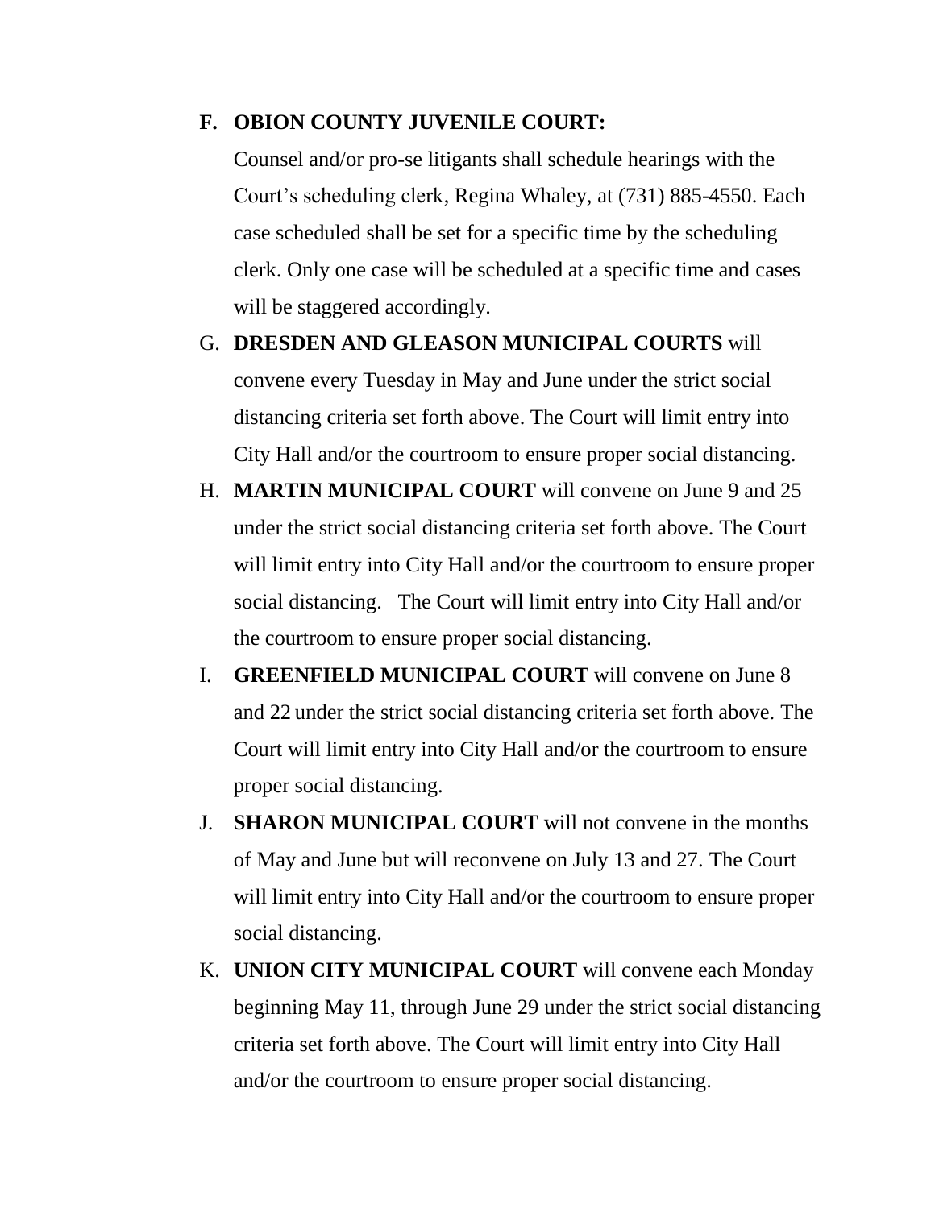**F. OBION COUNTY JUVENILE COURT:**

Counsel and/or pro-se litigants shall schedule hearings with the Court's scheduling clerk, Regina Whaley, at (731) 885-4550. Each case scheduled shall be set for a specific time by the scheduling clerk. Only one case will be scheduled at a specific time and cases will be staggered accordingly.

G. **DRESDEN AND GLEASON MUNICIPAL COURTS** will convene every Tuesday in May and June under the strict social distancing criteria set forth above. The Court will limit entry into City Hall and/or the courtroom to ensure proper social distancing.

H. **MARTIN MUNICIPAL COURT** will convene on June 9 and 25 under the strict social distancing criteria set forth above. The Court will limit entry into City Hall and/or the courtroom to ensure proper social distancing. The Court will limit entry into City Hall and/or the courtroom to ensure proper social distancing.

I. **GREENFIELD MUNICIPAL COURT** will convene on June 8 and 22 under the strict social distancing criteria set forth above. The Court will limit entry into City Hall and/or the courtroom to ensure proper social distancing.

J. **SHARON MUNICIPAL COURT** will not convene in the months of May and June but will reconvene on July 13 and 27. The Court will limit entry into City Hall and/or the courtroom to ensure proper social distancing.

K. **UNION CITY MUNICIPAL COURT** will convene each Monday beginning May 11, through June 29 under the strict social distancing criteria set forth above. The Court will limit entry into City Hall and/or the courtroom to ensure proper social distancing.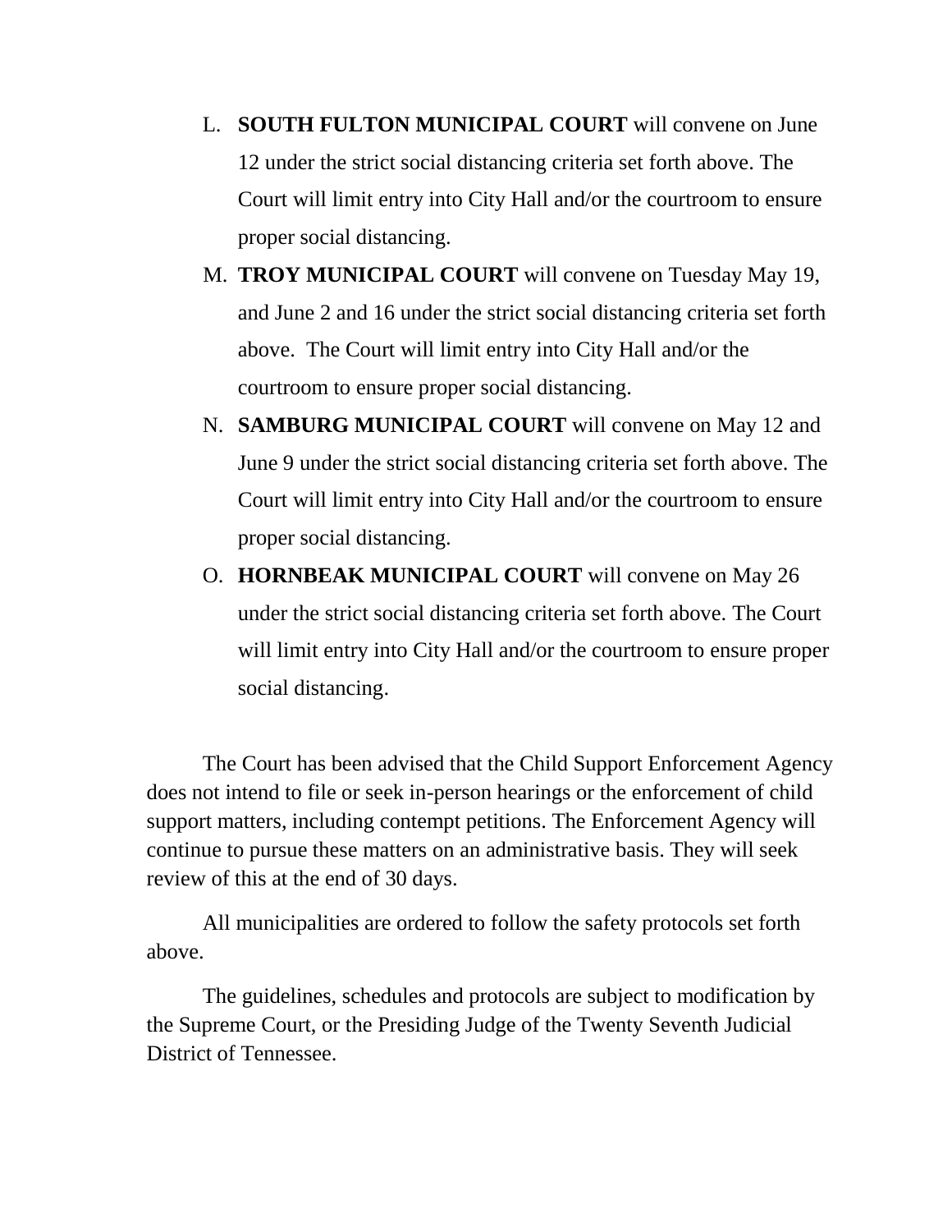L. **SOUTH FULTON MUNICIPAL COURT** will convene on June 12 under the strict social distancing criteria set forth above. The Court will limit entry into City Hall and/or the courtroom to ensure proper social distancing.

M. **TROY MUNICIPAL COURT** will convene on Tuesday May 19, and June 2 and 16 under the strict social distancing criteria set forth above. The Court will limit entry into City Hall and/or the courtroom to ensure proper social distancing.

N. **SAMBURG MUNICIPAL COURT** will convene on May 12 and June 9 under the strict social distancing criteria set forth above. The Court will limit entry into City Hall and/or the courtroom to ensure proper social distancing.

O. **HORNBEAK MUNICIPAL COURT** will convene on May 26 under the strict social distancing criteria set forth above. The Court will limit entry into City Hall and/or the courtroom to ensure proper social distancing.

The Court has been advised that the Child Support Enforcement Agency does not intend to file or seek in-person hearings or the enforcement of child support matters, including contempt petitions. The Enforcement Agency will continue to pursue these matters on an administrative basis. They will seek review of this at the end of 30 days.

All municipalities are ordered to follow the safety protocols set forth above.

The guidelines, schedules and protocols are subject to modification by the Supreme Court, or the Presiding Judge of the Twenty Seventh Judicial District of Tennessee.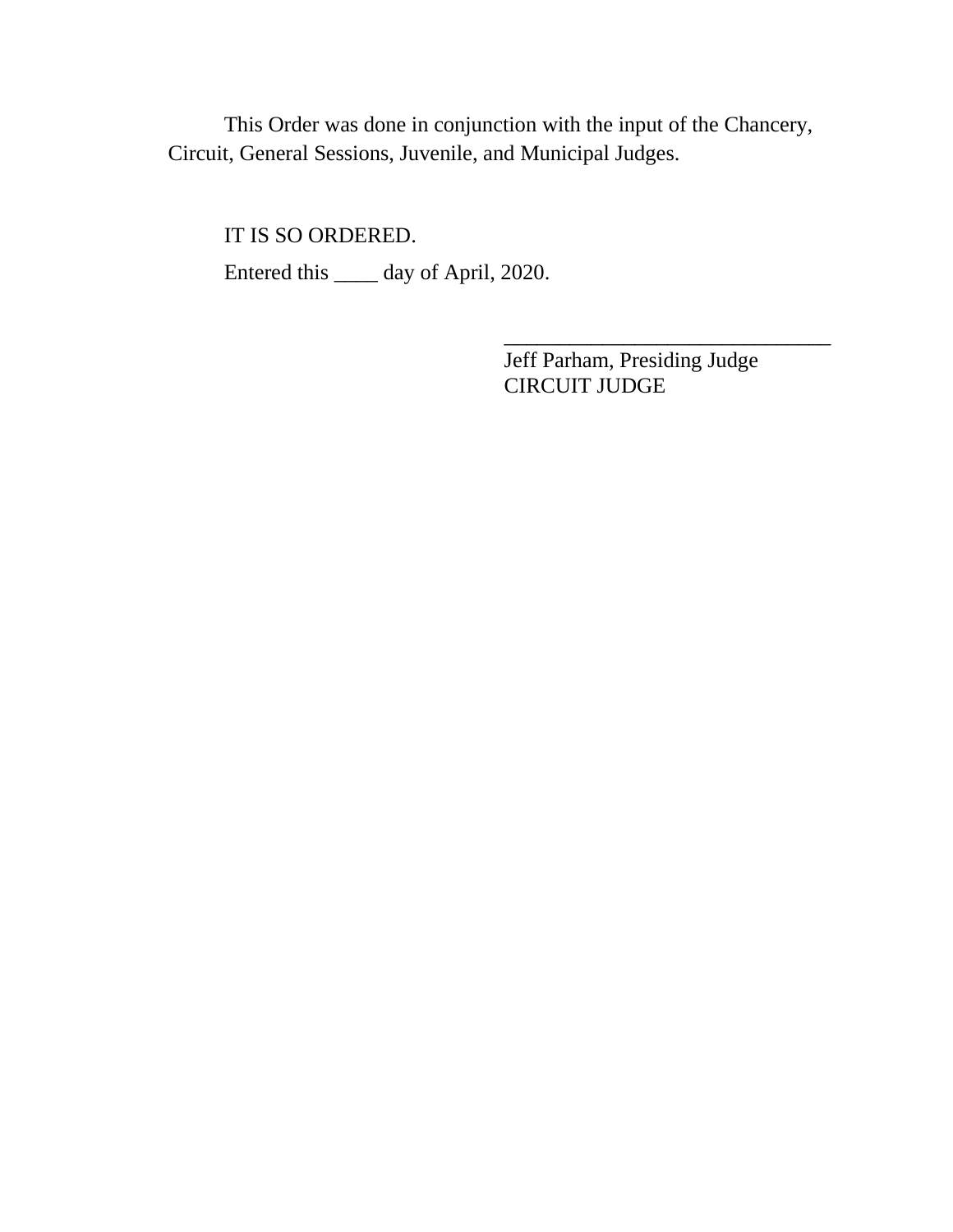This Order was done in conjunction with the input of the Chancery, Circuit, General Sessions, Juvenile, and Municipal Judges.

IT IS SO ORDERED.

Entered this ____ day of April, 2020.

_______________________________
Jeff Parham, Presiding Judge
CIRCUIT JUDGE